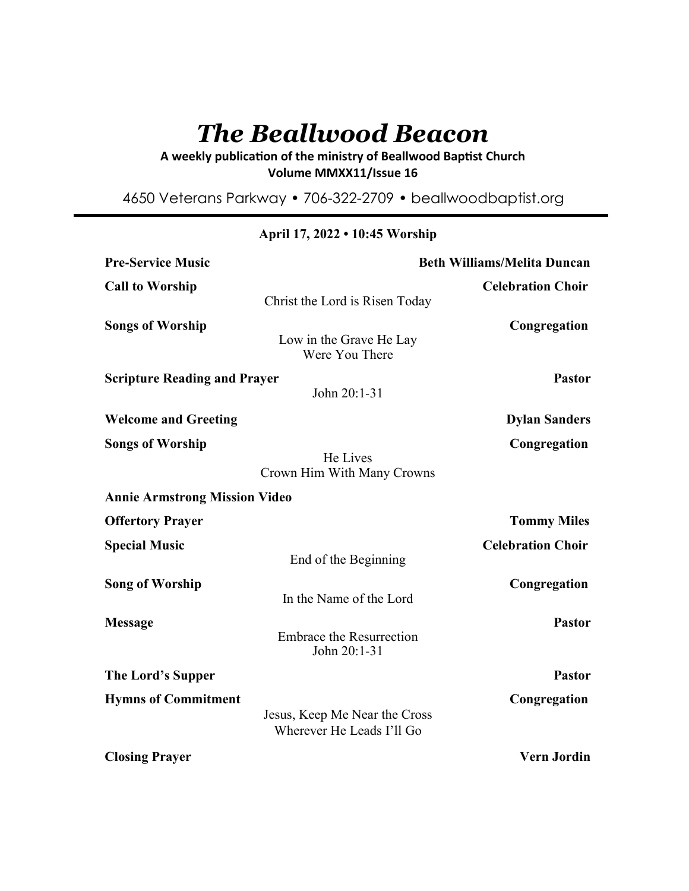# *The Beallwood Beacon*

**A weekly publication of the ministry of Beallwood Baptist Church**
**Volume MMXX11/Issue 16**

4650 Veterans Parkway • 706-322-2709 • beallwoodbaptist.org

---

**April 17, 2022 • 10:45 Worship**

**Pre-Service Music** — **Beth Williams/Melita Duncan**

**Call to Worship** — **Celebration Choir**
Christ the Lord is Risen Today

**Songs of Worship** — **Congregation**
Low in the Grave He Lay
Were You There

**Scripture Reading and Prayer** — **Pastor**
John 20:1-31

**Welcome and Greeting** — **Dylan Sanders**

**Songs of Worship** — **Congregation**
He Lives
Crown Him With Many Crowns

**Annie Armstrong Mission Video**

**Offertory Prayer** — **Tommy Miles**

**Special Music** — **Celebration Choir**
End of the Beginning

**Song of Worship** — **Congregation**
In the Name of the Lord

**Message** — **Pastor**
Embrace the Resurrection
John 20:1-31

**The Lord's Supper** — **Pastor**

**Hymns of Commitment** — **Congregation**
Jesus, Keep Me Near the Cross
Wherever He Leads I'll Go

**Closing Prayer** — **Vern Jordin**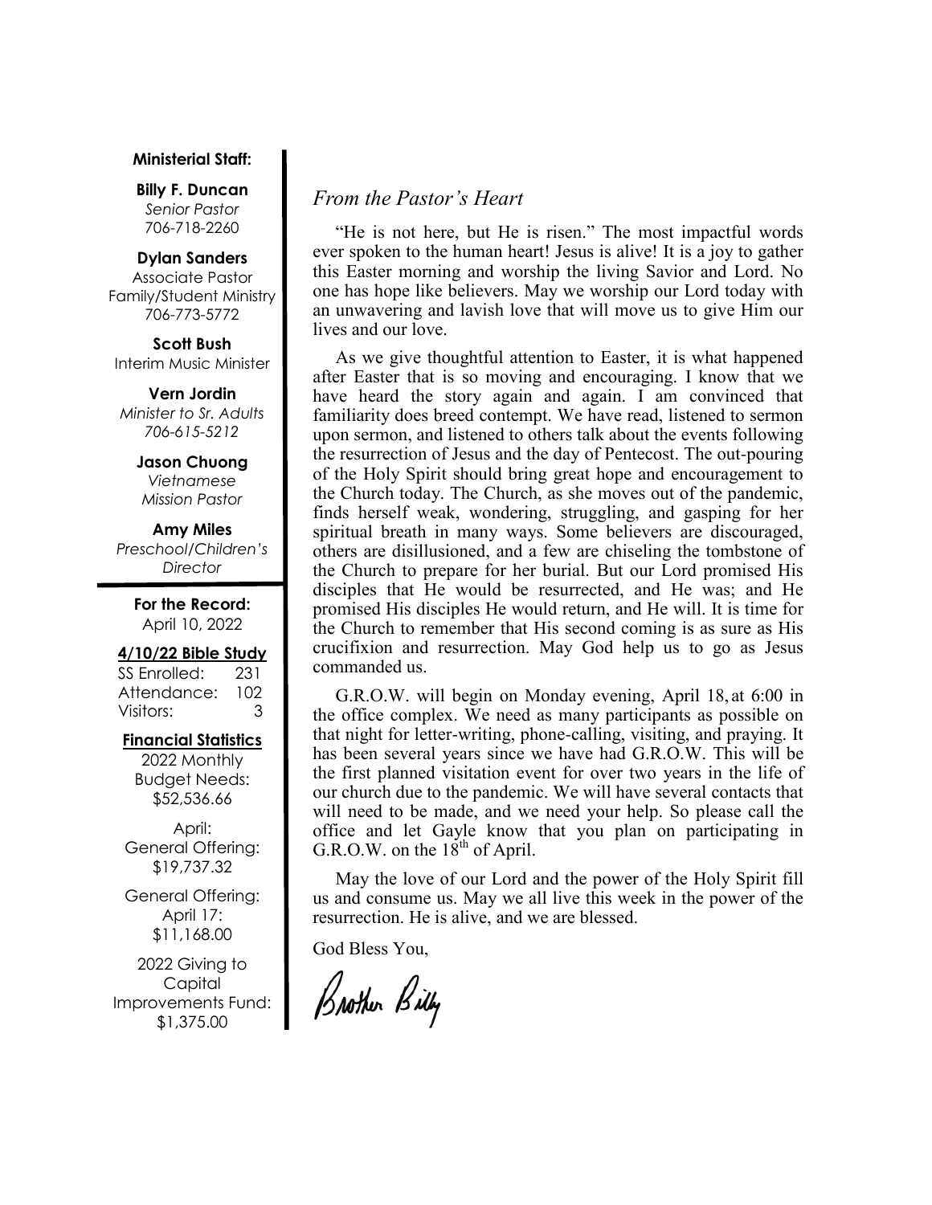**Ministerial Staff:**

**Billy F. Duncan**
*Senior Pastor*
706-718-2260

**Dylan Sanders**
Associate Pastor
Family/Student Ministry
706-773-5772

**Scott Bush**
Interim Music Minister

**Vern Jordin**
*Minister to Sr. Adults*
*706-615-5212*

**Jason Chuong**
*Vietnamese*
*Mission Pastor*

**Amy Miles**
*Preschool/Children's*
*Director*

**For the Record:**
April 10, 2022

**4/10/22 Bible Study**

| | |
|---|---|
| SS Enrolled: | 231 |
| Attendance: | 102 |
| Visitors: | 3 |

**Financial Statistics**

2022 Monthly
Budget Needs:
$52,536.66

April:
General Offering:
$19,737.32

General Offering:
April 17:
$11,168.00

2022 Giving to
Capital
Improvements Fund:
$1,375.00

## *From the Pastor's Heart*

"He is not here, but He is risen." The most impactful words ever spoken to the human heart! Jesus is alive! It is a joy to gather this Easter morning and worship the living Savior and Lord. No one has hope like believers. May we worship our Lord today with an unwavering and lavish love that will move us to give Him our lives and our love.

As we give thoughtful attention to Easter, it is what happened after Easter that is so moving and encouraging. I know that we have heard the story again and again. I am convinced that familiarity does breed contempt. We have read, listened to sermon upon sermon, and listened to others talk about the events following the resurrection of Jesus and the day of Pentecost. The out-pouring of the Holy Spirit should bring great hope and encouragement to the Church today. The Church, as she moves out of the pandemic, finds herself weak, wondering, struggling, and gasping for her spiritual breath in many ways. Some believers are discouraged, others are disillusioned, and a few are chiseling the tombstone of the Church to prepare for her burial. But our Lord promised His disciples that He would be resurrected, and He was; and He promised His disciples He would return, and He will. It is time for the Church to remember that His second coming is as sure as His crucifixion and resurrection. May God help us to go as Jesus commanded us.

G.R.O.W. will begin on Monday evening, April 18, at 6:00 in the office complex. We need as many participants as possible on that night for letter-writing, phone-calling, visiting, and praying. It has been several years since we have had G.R.O.W. This will be the first planned visitation event for over two years in the life of our church due to the pandemic. We will have several contacts that will need to be made, and we need your help. So please call the office and let Gayle know that you plan on participating in G.R.O.W. on the 18th of April.

May the love of our Lord and the power of the Holy Spirit fill us and consume us. May we all live this week in the power of the resurrection. He is alive, and we are blessed.

God Bless You,

Brother Billy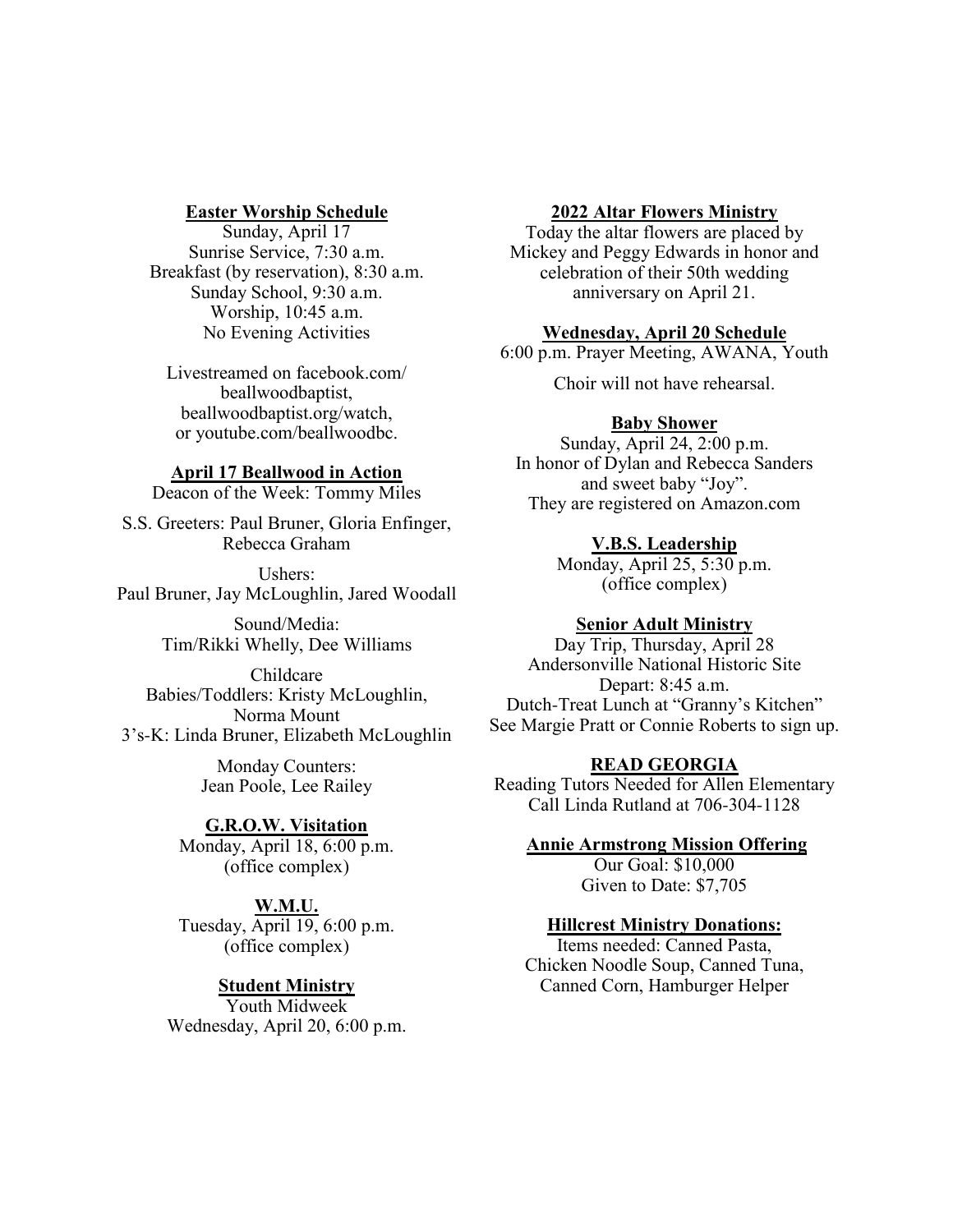## Easter Worship Schedule

Sunday, April 17
Sunrise Service, 7:30 a.m.
Breakfast (by reservation), 8:30 a.m.
Sunday School, 9:30 a.m.
Worship, 10:45 a.m.
No Evening Activities

Livestreamed on facebook.com/beallwoodbaptist, beallwoodbaptist.org/watch, or youtube.com/beallwoodbc.

## April 17 Beallwood in Action

Deacon of the Week: Tommy Miles

S.S. Greeters: Paul Bruner, Gloria Enfinger, Rebecca Graham

Ushers:
Paul Bruner, Jay McLoughlin, Jared Woodall

Sound/Media:
Tim/Rikki Whelly, Dee Williams

Childcare
Babies/Toddlers: Kristy McLoughlin, Norma Mount
3's-K: Linda Bruner, Elizabeth McLoughlin

Monday Counters:
Jean Poole, Lee Railey

## G.R.O.W. Visitation

Monday, April 18, 6:00 p.m.
(office complex)

## W.M.U.

Tuesday, April 19, 6:00 p.m.
(office complex)

## Student Ministry

Youth Midweek
Wednesday, April 20, 6:00 p.m.

## 2022 Altar Flowers Ministry

Today the altar flowers are placed by Mickey and Peggy Edwards in honor and celebration of their 50th wedding anniversary on April 21.

## Wednesday, April 20 Schedule

6:00 p.m. Prayer Meeting, AWANA, Youth

Choir will not have rehearsal.

## Baby Shower

Sunday, April 24, 2:00 p.m.
In honor of Dylan and Rebecca Sanders and sweet baby "Joy".
They are registered on Amazon.com

## V.B.S. Leadership

Monday, April 25, 5:30 p.m.
(office complex)

## Senior Adult Ministry

Day Trip, Thursday, April 28
Andersonville National Historic Site
Depart: 8:45 a.m.
Dutch-Treat Lunch at "Granny's Kitchen"
See Margie Pratt or Connie Roberts to sign up.

## READ GEORGIA

Reading Tutors Needed for Allen Elementary
Call Linda Rutland at 706-304-1128

## Annie Armstrong Mission Offering

Our Goal: $10,000
Given to Date: $7,705

## Hillcrest Ministry Donations:

Items needed: Canned Pasta, Chicken Noodle Soup, Canned Tuna, Canned Corn, Hamburger Helper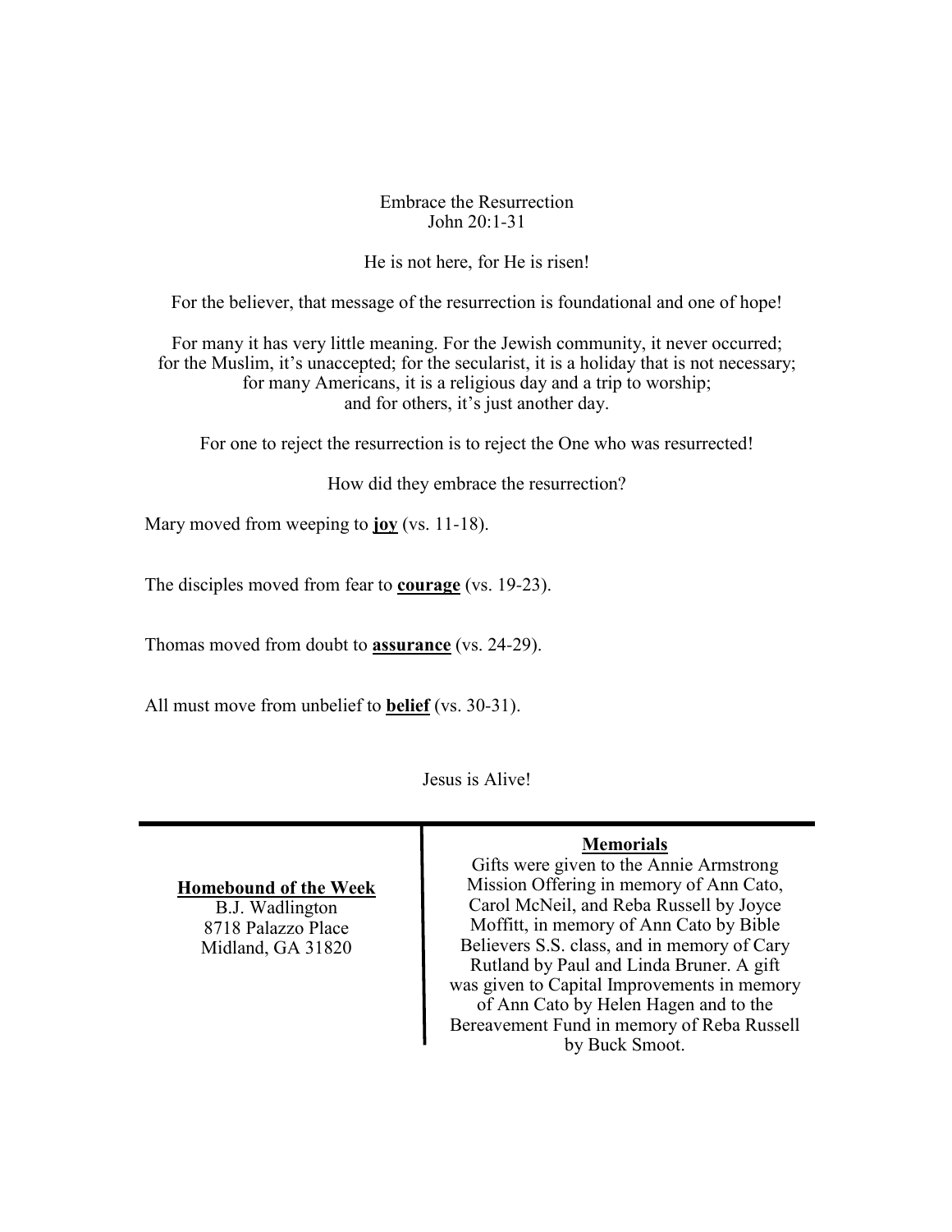Embrace the Resurrection
John 20:1-31

He is not here, for He is risen!

For the believer, that message of the resurrection is foundational and one of hope!

For many it has very little meaning. For the Jewish community, it never occurred; for the Muslim, it's unaccepted; for the secularist, it is a holiday that is not necessary; for many Americans, it is a religious day and a trip to worship; and for others, it's just another day.

For one to reject the resurrection is to reject the One who was resurrected!

How did they embrace the resurrection?

Mary moved from weeping to **joy** (vs. 11-18).

The disciples moved from fear to **courage** (vs. 19-23).

Thomas moved from doubt to **assurance** (vs. 24-29).

All must move from unbelief to **belief** (vs. 30-31).

Jesus is Alive!

**Homebound of the Week**
B.J. Wadlington
8718 Palazzo Place
Midland, GA 31820

**Memorials**
Gifts were given to the Annie Armstrong Mission Offering in memory of Ann Cato, Carol McNeil, and Reba Russell by Joyce Moffitt, in memory of Ann Cato by Bible Believers S.S. class, and in memory of Cary Rutland by Paul and Linda Bruner. A gift was given to Capital Improvements in memory of Ann Cato by Helen Hagen and to the Bereavement Fund in memory of Reba Russell by Buck Smoot.